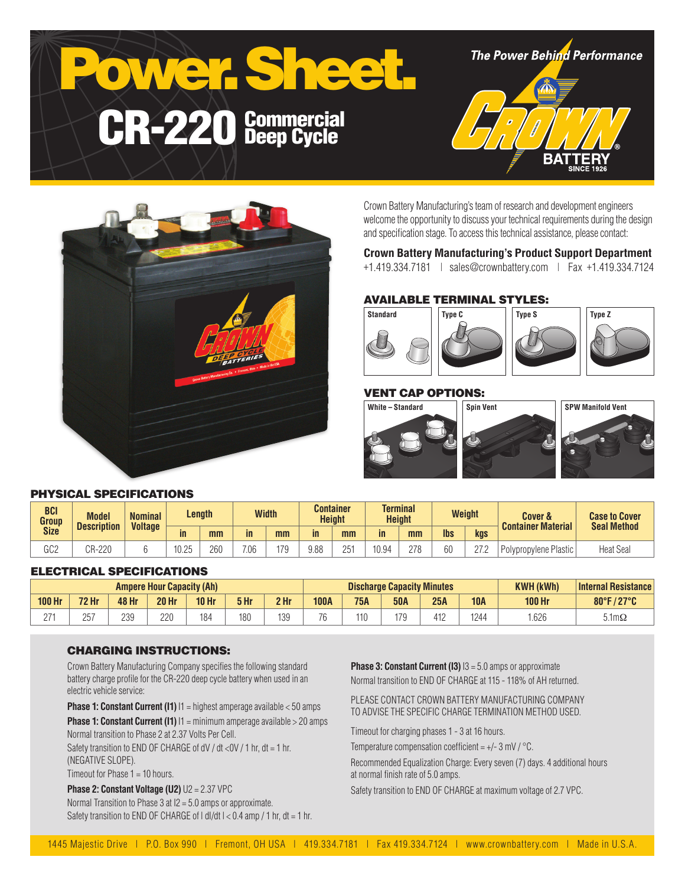# Power. Sheet.

## CR-220 Commercial Deep Cycle

*The Power Behind Performance*

CROWN BATTERY SINCE 1926

Crown Battery Manufacturing's team of research and development engineers welcome the opportunity to discuss your technical requirements during the design and specification stage. To access this technical assistance, please contact:

**Crown Battery Manufacturing's Product Support Department**
+1.419.334.7181 | sales@crownbattery.com | Fax +1.419.334.7124

### AVAILABLE TERMINAL STYLES:

Standard | Type C | Type S | Type Z

### VENT CAP OPTIONS:

White – Standard | Spin Vent | SPW Manifold Vent

### PHYSICAL SPECIFICATIONS

| BCI Group Size | Model Description | Nominal Voltage | Length | | Width | | Container Height | | Terminal Height | | Weight | | Cover & Container Material | Case to Cover Seal Method |
|---|---|---|---|---|---|---|---|---|---|---|---|---|---|---|
| | | | in | mm | in | mm | in | mm | in | mm | lbs | kgs | | |
| GC2 | CR-220 | 6 | 10.25 | 260 | 7.06 | 179 | 9.88 | 251 | 10.94 | 278 | 60 | 27.2 | Polypropylene Plastic | Heat Seal |

### ELECTRICAL SPECIFICATIONS

| Ampere Hour Capacity (Ah) | | | | | | | Discharge Capacity Minutes | | | | | KWH (kWh) | Internal Resistance |
|---|---|---|---|---|---|---|---|---|---|---|---|---|---|
| 100 Hr | 72 Hr | 48 Hr | 20 Hr | 10 Hr | 5 Hr | 2 Hr | 100A | 75A | 50A | 25A | 10A | 100 Hr | 80°F / 27°C |
| 271 | 257 | 239 | 220 | 184 | 180 | 139 | 76 | 110 | 179 | 412 | 1244 | 1.626 | 5.1mΩ |

### CHARGING INSTRUCTIONS:

Crown Battery Manufacturing Company specifies the following standard battery charge profile for the CR-220 deep cycle battery when used in an electric vehicle service:

**Phase 1: Constant Current (I1)** I1 = highest amperage available < 50 amps

**Phase 1: Constant Current (I1)** I1 = minimum amperage available > 20 amps

Normal transition to Phase 2 at 2.37 Volts Per Cell.

Safety transition to END OF CHARGE of dV / dt <0V / 1 hr, dt = 1 hr. (NEGATIVE SLOPE).

Timeout for Phase 1 = 10 hours.

**Phase 2: Constant Voltage (U2)** U2 = 2.37 VPC

Normal Transition to Phase 3 at I2 = 5.0 amps or approximate.

Safety transition to END OF CHARGE of I dI/dt I < 0.4 amp / 1 hr, dt = 1 hr.

**Phase 3: Constant Current (I3)** I3 = 5.0 amps or approximate

Normal transition to END OF CHARGE at 115 - 118% of AH returned.

PLEASE CONTACT CROWN BATTERY MANUFACTURING COMPANY TO ADVISE THE SPECIFIC CHARGE TERMINATION METHOD USED.

Timeout for charging phases 1 - 3 at 16 hours.

Temperature compensation coefficient = +/- 3 mV / °C.

Recommended Equalization Charge: Every seven (7) days. 4 additional hours at normal finish rate of 5.0 amps.

Safety transition to END OF CHARGE at maximum voltage of 2.7 VPC.

1445 Majestic Drive | P.O. Box 990 | Fremont, OH USA | 419.334.7181 | Fax 419.334.7124 | www.crownbattery.com | Made in U.S.A.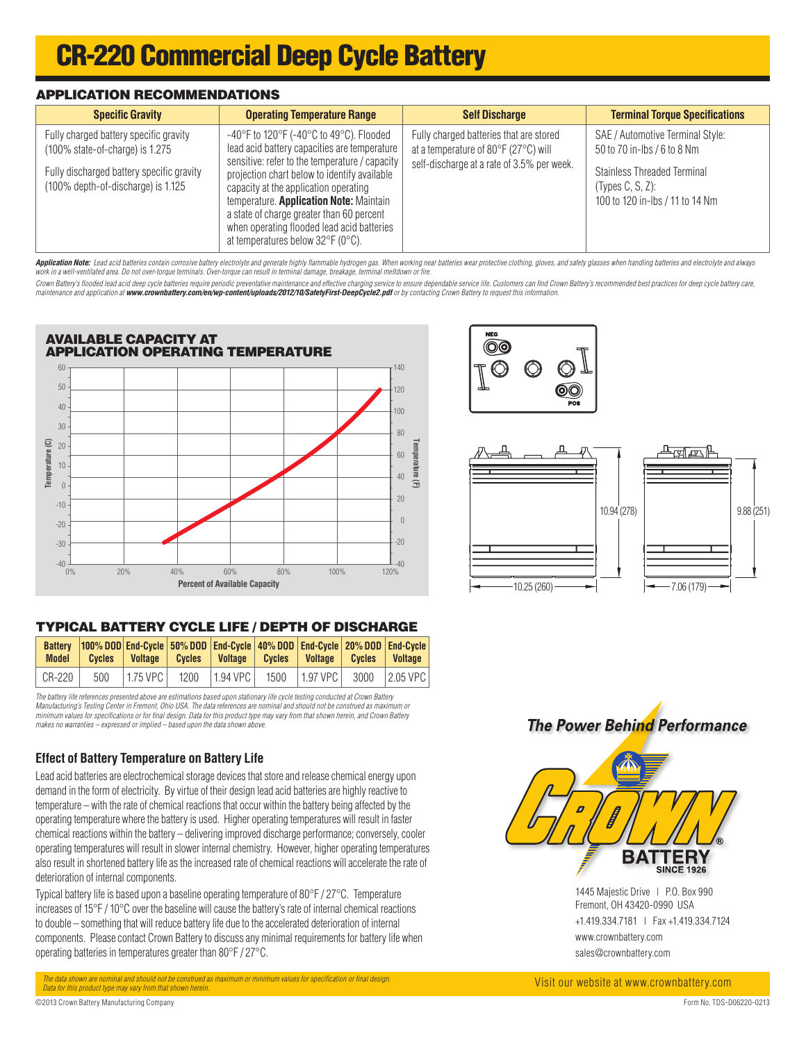# CR-220 Commercial Deep Cycle Battery

## APPLICATION RECOMMENDATIONS

| Specific Gravity | Operating Temperature Range | Self Discharge | Terminal Torque Specifications |
|---|---|---|---|
| Fully charged battery specific gravity (100% state-of-charge) is 1.275<br><br>Fully discharged battery specific gravity (100% depth-of-discharge) is 1.125 | -40°F to 120°F (-40°C to 49°C). Flooded lead acid battery capacities are temperature sensitive: refer to the temperature / capacity projection chart below to identify available capacity at the application operating temperature. **Application Note:** Maintain a state of charge greater than 60 percent when operating flooded lead acid batteries at temperatures below 32°F (0°C). | Fully charged batteries that are stored at a temperature of 80°F (27°C) will self-discharge at a rate of 3.5% per week. | SAE / Automotive Terminal Style: 50 to 70 in-lbs / 6 to 8 Nm<br><br>Stainless Threaded Terminal (Types C, S, Z): 100 to 120 in-lbs / 11 to 14 Nm |

***Application Note:*** *Lead acid batteries contain corrosive battery electrolyte and generate highly flammable hydrogen gas. When working near batteries wear protective clothing, gloves, and safety glasses when handling batteries and electrolyte and always work in a well-ventilated area. Do not over-torque terminals. Over-torque can result in terminal damage, breakage, terminal meltdown or fire.*

*Crown Battery's flooded lead acid deep cycle batteries require periodic preventative maintenance and effective charging service to ensure dependable service life. Customers can find Crown Battery's recommended best practices for deep cycle battery care, maintenance and application at **www.crownbattery.com/en/wp-content/uploads/2012/10/SafetyFirst-DeepCycle2.pdf** or by contacting Crown Battery to request this information.*

## AVAILABLE CAPACITY AT APPLICATION OPERATING TEMPERATURE

Temperature (C): 60, 50, 40, 30, 20, 10, 0, -10, -20, -30, -40
Temperature (F): 140, 120, 100, 80, 60, 40, 20, 0, -20, -40
Percent of Available Capacity: 0%, 20%, 40%, 60%, 80%, 100%, 120%

NEG
POS
10.94 (278)
9.88 (251)
10.25 (260)
7.06 (179)

## TYPICAL BATTERY CYCLE LIFE / DEPTH OF DISCHARGE

| Battery Model | 100% DOD Cycles | End-Cycle Voltage | 50% DOD Cycles | End-Cycle Voltage | 40% DOD Cycles | End-Cycle Voltage | 20% DOD Cycles | End-Cycle Voltage |
|---|---|---|---|---|---|---|---|---|
| CR-220 | 500 | 1.75 VPC | 1200 | 1.94 VPC | 1500 | 1.97 VPC | 3000 | 2.05 VPC |

*The battery life references presented above are estimations based upon stationary life cycle testing conducted at Crown Battery Manufacturing's Testing Center in Fremont, Ohio USA. The data references are nominal and should not be construed as maximum or minimum values for specifications or for final design. Data for this product type may vary from that shown herein, and Crown Battery makes no warranties – expressed or implied – based upon the data shown above.*

### Effect of Battery Temperature on Battery Life

Lead acid batteries are electrochemical storage devices that store and release chemical energy upon demand in the form of electricity. By virtue of their design lead acid batteries are highly reactive to temperature – with the rate of chemical reactions that occur within the battery being affected by the operating temperature where the battery is used. Higher operating temperatures will result in faster chemical reactions within the battery – delivering improved discharge performance; conversely, cooler operating temperatures will result in slower internal chemistry. However, higher operating temperatures also result in shortened battery life as the increased rate of chemical reactions will accelerate the rate of deterioration of internal components.

Typical battery life is based upon a baseline operating temperature of 80°F / 27°C. Temperature increases of 15°F / 10°C over the baseline will cause the battery's rate of internal chemical reactions to double – something that will reduce battery life due to the accelerated deterioration of internal components. Please contact Crown Battery to discuss any minimal requirements for battery life when operating batteries in temperatures greater than 80°F / 27°C.

***The Power Behind Performance***

CROWN BATTERY SINCE 1926

1445 Majestic Drive | P.O. Box 990
Fremont, OH 43420-0990 USA
+1.419.334.7181 | Fax +1.419.334.7124
www.crownbattery.com
sales@crownbattery.com

*The data shown are nominal and should not be construed as maximum or minimum values for specification or final design. Data for this product type may vary from that shown herein.*

Visit our website at www.crownbattery.com

©2013 Crown Battery Manufacturing Company

Form No. TDS-D06220-0213